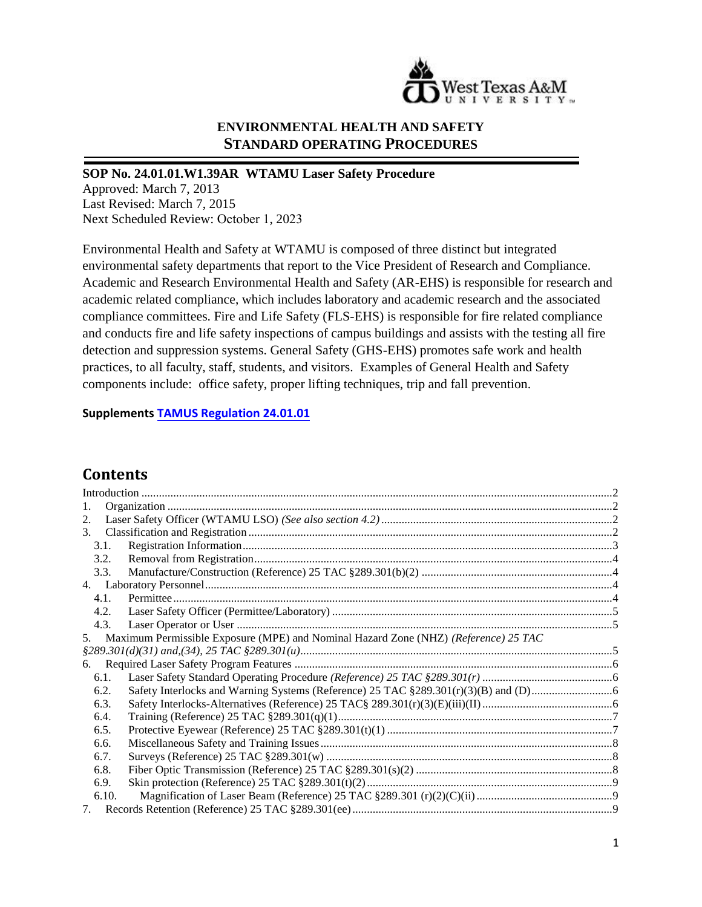West Texas A&M UNIVERSITY

**ENVIRONMENTAL HEALTH AND SAFETY**
**STANDARD OPERATING PROCEDURES**

**SOP No. 24.01.01.W1.39AR WTAMU Laser Safety Procedure**
Approved: March 7, 2013
Last Revised: March 7, 2015
Next Scheduled Review: October 1, 2023

Environmental Health and Safety at WTAMU is composed of three distinct but integrated environmental safety departments that report to the Vice President of Research and Compliance. Academic and Research Environmental Health and Safety (AR-EHS) is responsible for research and academic related compliance, which includes laboratory and academic research and the associated compliance committees. Fire and Life Safety (FLS-EHS) is responsible for fire related compliance and conducts fire and life safety inspections of campus buildings and assists with the testing all fire detection and suppression systems. General Safety (GHS-EHS) promotes safe work and health practices, to all faculty, staff, students, and visitors. Examples of General Health and Safety components include: office safety, proper lifting techniques, trip and fall prevention.

**Supplements TAMUS Regulation 24.01.01**

## Contents

- Introduction ..... 2
- 1. Organization ..... 2
- 2. Laser Safety Officer (WTAMU LSO) *(See also section 4.2)* ..... 2
- 3. Classification and Registration ..... 2
  - 3.1. Registration Information ..... 3
  - 3.2. Removal from Registration ..... 4
  - 3.3. Manufacture/Construction (Reference) 25 TAC §289.301(b)(2) ..... 4
- 4. Laboratory Personnel ..... 4
  - 4.1. Permittee ..... 4
  - 4.2. Laser Safety Officer (Permittee/Laboratory) ..... 5
  - 4.3. Laser Operator or User ..... 5
- 5. Maximum Permissible Exposure (MPE) and Nominal Hazard Zone (NHZ) *(Reference) 25 TAC §289.301(d)(31) and,(34), 25 TAC §289.301(u)* ..... 5
- 6. Required Laser Safety Program Features ..... 6
  - 6.1. Laser Safety Standard Operating Procedure *(Reference) 25 TAC §289.301(r)* ..... 6
  - 6.2. Safety Interlocks and Warning Systems (Reference) 25 TAC §289.301(r)(3)(B) and (D) ..... 6
  - 6.3. Safety Interlocks-Alternatives (Reference) 25 TAC§ 289.301(r)(3)(E)(iii)(II) ..... 6
  - 6.4. Training (Reference) 25 TAC §289.301(q)(1) ..... 7
  - 6.5. Protective Eyewear (Reference) 25 TAC §289.301(t)(1) ..... 7
  - 6.6. Miscellaneous Safety and Training Issues ..... 8
  - 6.7. Surveys (Reference) 25 TAC §289.301(w) ..... 8
  - 6.8. Fiber Optic Transmission (Reference) 25 TAC §289.301(s)(2) ..... 8
  - 6.9. Skin protection (Reference) 25 TAC §289.301(t)(2) ..... 9
  - 6.10. Magnification of Laser Beam (Reference) 25 TAC §289.301 (r)(2)(C)(ii) ..... 9
- 7. Records Retention (Reference) 25 TAC §289.301(ee) ..... 9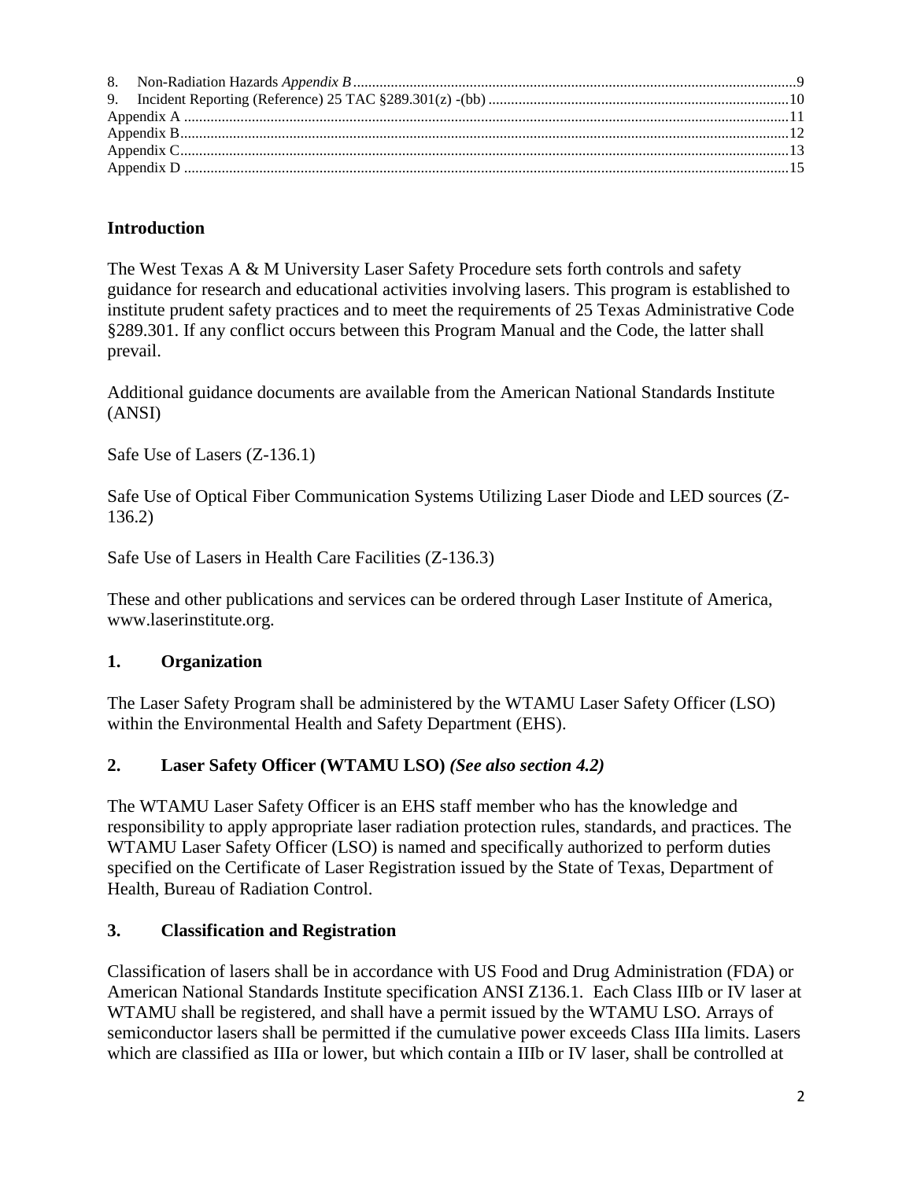8. Non-Radiation Hazards *Appendix B* ....................................................................................................9
9. Incident Reporting (Reference) 25 TAC §289.301(z) -(bb) ...............................................................10
Appendix A ..............................................................................................................................................11
Appendix B ..............................................................................................................................................12
Appendix C ..............................................................................................................................................13
Appendix D ..............................................................................................................................................15

## Introduction

The West Texas A & M University Laser Safety Procedure sets forth controls and safety guidance for research and educational activities involving lasers. This program is established to institute prudent safety practices and to meet the requirements of 25 Texas Administrative Code §289.301. If any conflict occurs between this Program Manual and the Code, the latter shall prevail.

Additional guidance documents are available from the American National Standards Institute (ANSI)

Safe Use of Lasers (Z-136.1)

Safe Use of Optical Fiber Communication Systems Utilizing Laser Diode and LED sources (Z-136.2)

Safe Use of Lasers in Health Care Facilities (Z-136.3)

These and other publications and services can be ordered through Laser Institute of America, www.laserinstitute.org.

## 1. Organization

The Laser Safety Program shall be administered by the WTAMU Laser Safety Officer (LSO) within the Environmental Health and Safety Department (EHS).

## 2. Laser Safety Officer (WTAMU LSO) *(See also section 4.2)*

The WTAMU Laser Safety Officer is an EHS staff member who has the knowledge and responsibility to apply appropriate laser radiation protection rules, standards, and practices. The WTAMU Laser Safety Officer (LSO) is named and specifically authorized to perform duties specified on the Certificate of Laser Registration issued by the State of Texas, Department of Health, Bureau of Radiation Control.

## 3. Classification and Registration

Classification of lasers shall be in accordance with US Food and Drug Administration (FDA) or American National Standards Institute specification ANSI Z136.1. Each Class IIIb or IV laser at WTAMU shall be registered, and shall have a permit issued by the WTAMU LSO. Arrays of semiconductor lasers shall be permitted if the cumulative power exceeds Class IIIa limits. Lasers which are classified as IIIa or lower, but which contain a IIIb or IV laser, shall be controlled at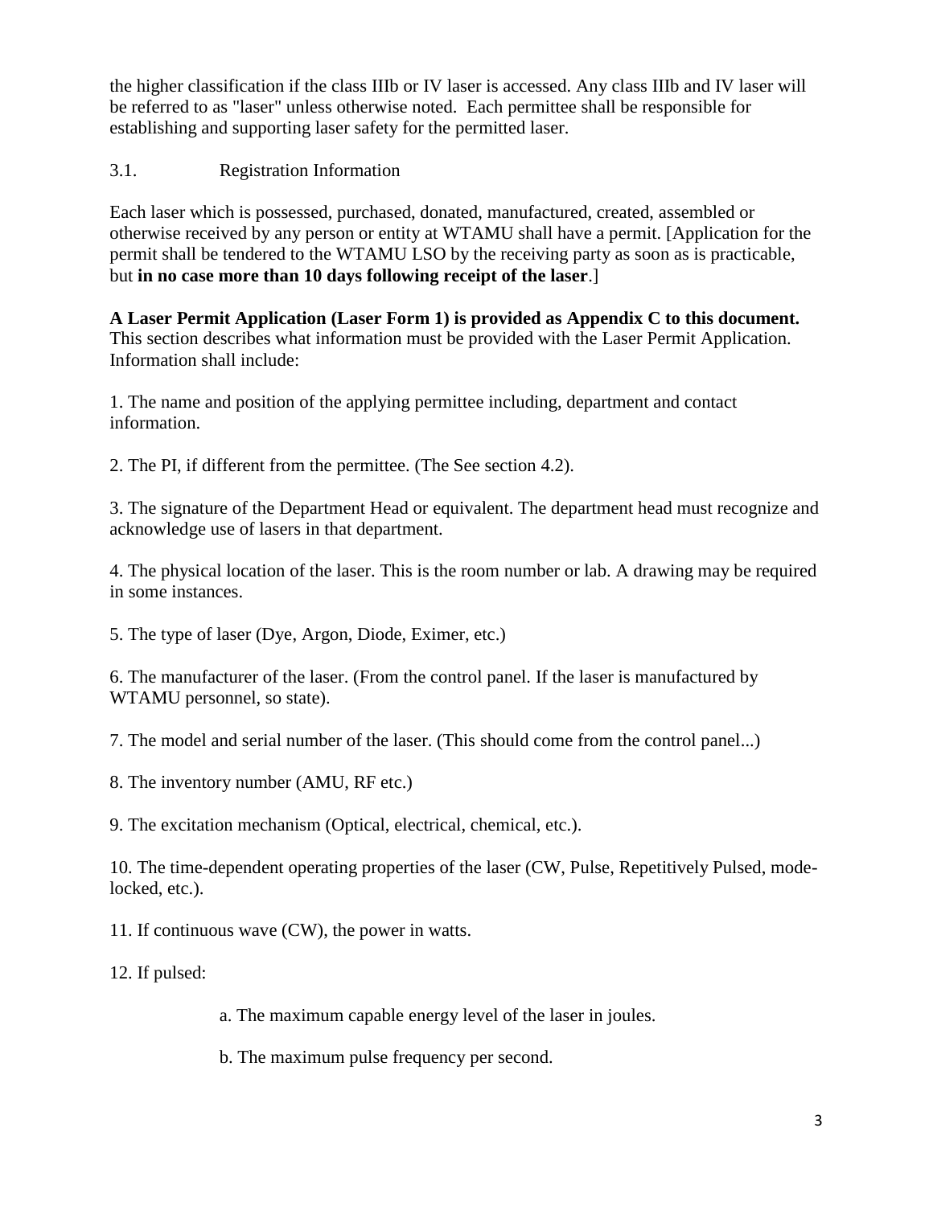the higher classification if the class IIIb or IV laser is accessed. Any class IIIb and IV laser will be referred to as "laser" unless otherwise noted. Each permittee shall be responsible for establishing and supporting laser safety for the permitted laser.

### 3.1. Registration Information

Each laser which is possessed, purchased, donated, manufactured, created, assembled or otherwise received by any person or entity at WTAMU shall have a permit. [Application for the permit shall be tendered to the WTAMU LSO by the receiving party as soon as is practicable, but **in no case more than 10 days following receipt of the laser**.]

**A Laser Permit Application (Laser Form 1) is provided as Appendix C to this document.** This section describes what information must be provided with the Laser Permit Application. Information shall include:

1. The name and position of the applying permittee including, department and contact information.

2. The PI, if different from the permittee. (The See section 4.2).

3. The signature of the Department Head or equivalent. The department head must recognize and acknowledge use of lasers in that department.

4. The physical location of the laser. This is the room number or lab. A drawing may be required in some instances.

5. The type of laser (Dye, Argon, Diode, Eximer, etc.)

6. The manufacturer of the laser. (From the control panel. If the laser is manufactured by WTAMU personnel, so state).

7. The model and serial number of the laser. (This should come from the control panel...)

8. The inventory number (AMU, RF etc.)

9. The excitation mechanism (Optical, electrical, chemical, etc.).

10. The time-dependent operating properties of the laser (CW, Pulse, Repetitively Pulsed, mode-locked, etc.).

11. If continuous wave (CW), the power in watts.

12. If pulsed:

    a. The maximum capable energy level of the laser in joules.

    b. The maximum pulse frequency per second.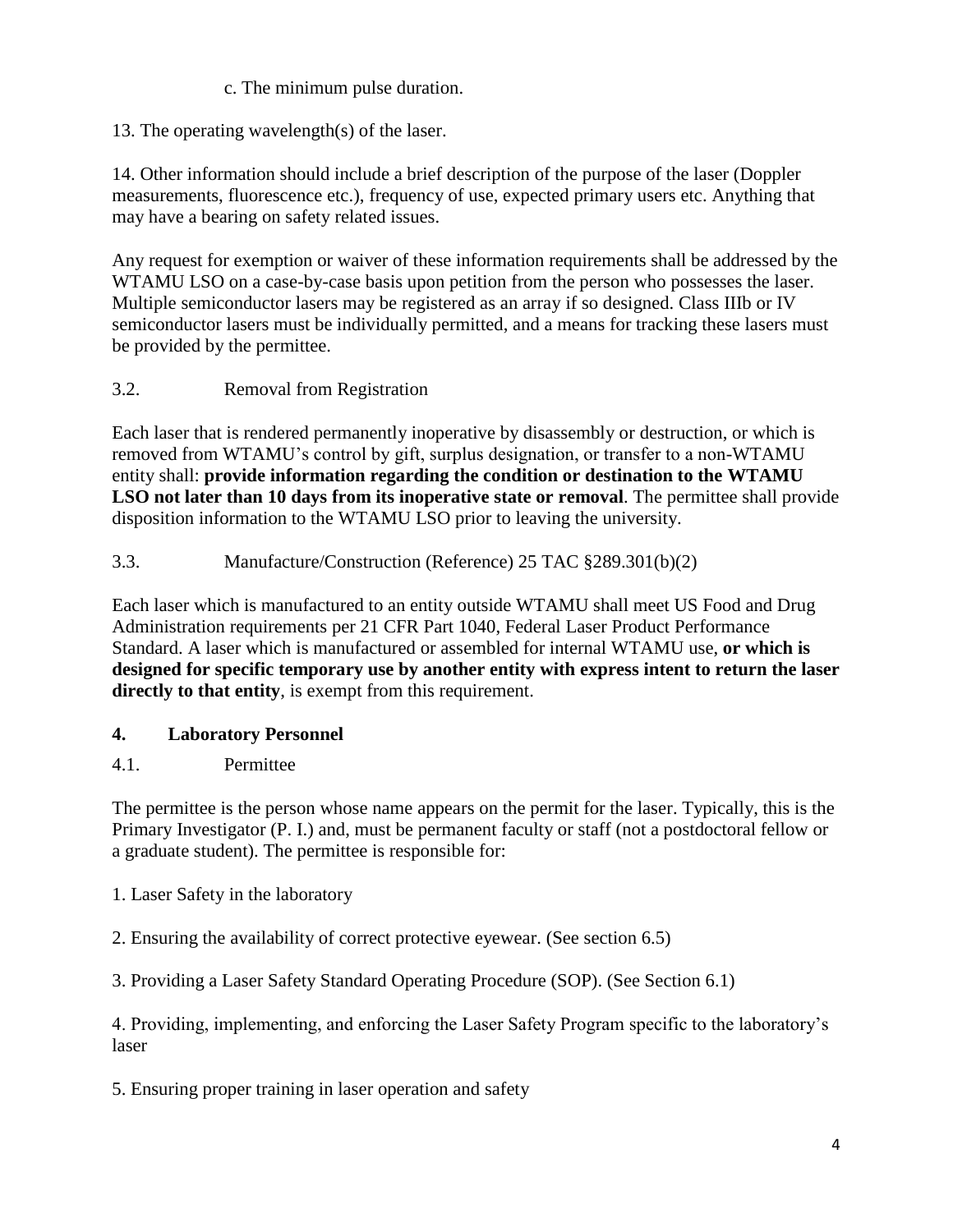c. The minimum pulse duration.

13. The operating wavelength(s) of the laser.

14. Other information should include a brief description of the purpose of the laser (Doppler measurements, fluorescence etc.), frequency of use, expected primary users etc. Anything that may have a bearing on safety related issues.

Any request for exemption or waiver of these information requirements shall be addressed by the WTAMU LSO on a case-by-case basis upon petition from the person who possesses the laser. Multiple semiconductor lasers may be registered as an array if so designed. Class IIIb or IV semiconductor lasers must be individually permitted, and a means for tracking these lasers must be provided by the permittee.

### 3.2. Removal from Registration

Each laser that is rendered permanently inoperative by disassembly or destruction, or which is removed from WTAMU's control by gift, surplus designation, or transfer to a non-WTAMU entity shall: **provide information regarding the condition or destination to the WTAMU LSO not later than 10 days from its inoperative state or removal**. The permittee shall provide disposition information to the WTAMU LSO prior to leaving the university.

### 3.3. Manufacture/Construction (Reference) 25 TAC §289.301(b)(2)

Each laser which is manufactured to an entity outside WTAMU shall meet US Food and Drug Administration requirements per 21 CFR Part 1040, Federal Laser Product Performance Standard. A laser which is manufactured or assembled for internal WTAMU use, **or which is designed for specific temporary use by another entity with express intent to return the laser directly to that entity**, is exempt from this requirement.

## 4. Laboratory Personnel

### 4.1. Permittee

The permittee is the person whose name appears on the permit for the laser. Typically, this is the Primary Investigator (P. I.) and, must be permanent faculty or staff (not a postdoctoral fellow or a graduate student). The permittee is responsible for:

1. Laser Safety in the laboratory

2. Ensuring the availability of correct protective eyewear. (See section 6.5)

3. Providing a Laser Safety Standard Operating Procedure (SOP). (See Section 6.1)

4. Providing, implementing, and enforcing the Laser Safety Program specific to the laboratory's laser

5. Ensuring proper training in laser operation and safety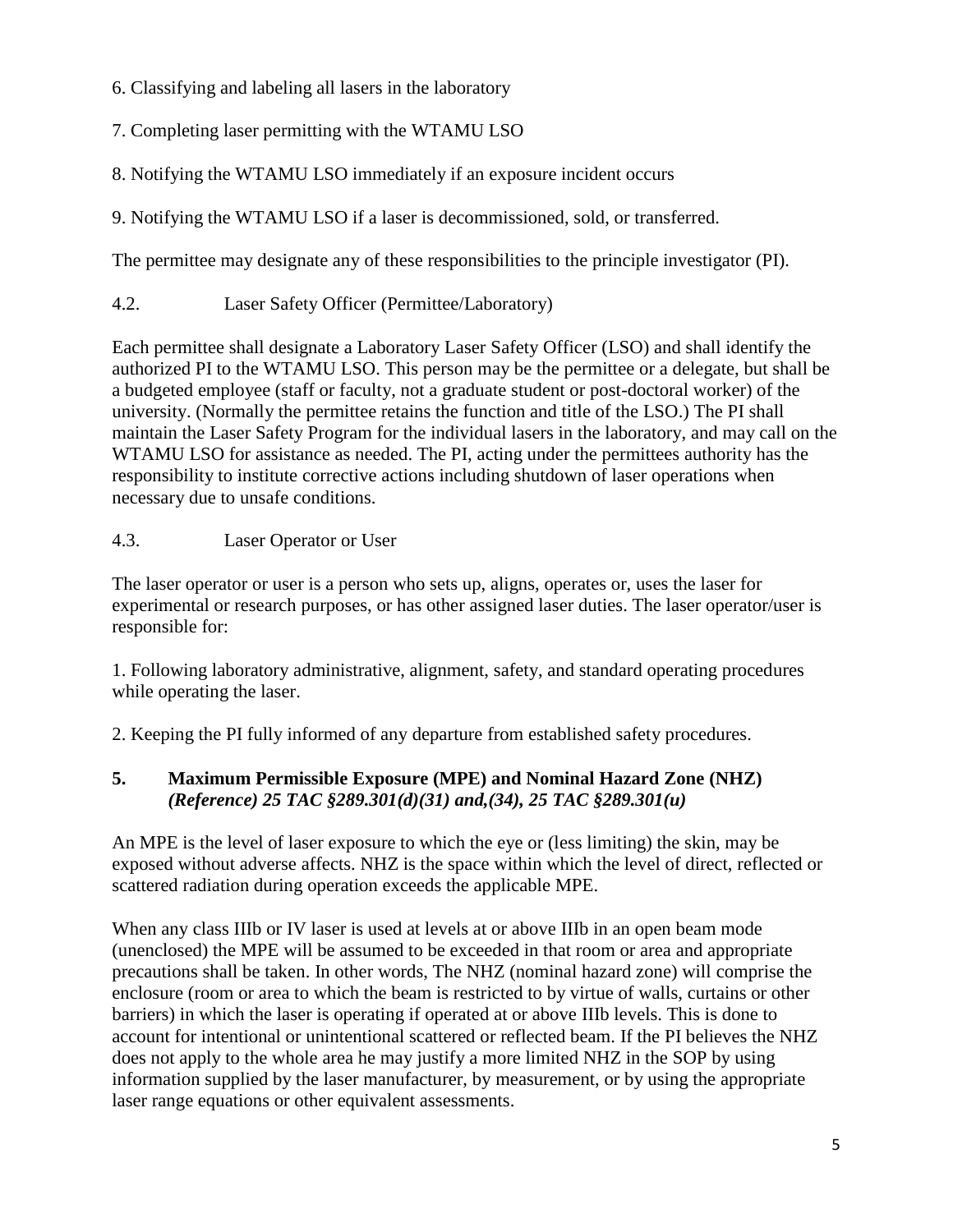6. Classifying and labeling all lasers in the laboratory

7. Completing laser permitting with the WTAMU LSO

8. Notifying the WTAMU LSO immediately if an exposure incident occurs

9. Notifying the WTAMU LSO if a laser is decommissioned, sold, or transferred.

The permittee may designate any of these responsibilities to the principle investigator (PI).

### 4.2. Laser Safety Officer (Permittee/Laboratory)

Each permittee shall designate a Laboratory Laser Safety Officer (LSO) and shall identify the authorized PI to the WTAMU LSO. This person may be the permittee or a delegate, but shall be a budgeted employee (staff or faculty, not a graduate student or post-doctoral worker) of the university. (Normally the permittee retains the function and title of the LSO.) The PI shall maintain the Laser Safety Program for the individual lasers in the laboratory, and may call on the WTAMU LSO for assistance as needed. The PI, acting under the permittees authority has the responsibility to institute corrective actions including shutdown of laser operations when necessary due to unsafe conditions.

### 4.3. Laser Operator or User

The laser operator or user is a person who sets up, aligns, operates or, uses the laser for experimental or research purposes, or has other assigned laser duties. The laser operator/user is responsible for:

1. Following laboratory administrative, alignment, safety, and standard operating procedures while operating the laser.

2. Keeping the PI fully informed of any departure from established safety procedures.

## 5. Maximum Permissible Exposure (MPE) and Nominal Hazard Zone (NHZ) *(Reference) 25 TAC §289.301(d)(31) and,(34), 25 TAC §289.301(u)*

An MPE is the level of laser exposure to which the eye or (less limiting) the skin, may be exposed without adverse affects. NHZ is the space within which the level of direct, reflected or scattered radiation during operation exceeds the applicable MPE.

When any class IIIb or IV laser is used at levels at or above IIIb in an open beam mode (unenclosed) the MPE will be assumed to be exceeded in that room or area and appropriate precautions shall be taken. In other words, The NHZ (nominal hazard zone) will comprise the enclosure (room or area to which the beam is restricted to by virtue of walls, curtains or other barriers) in which the laser is operating if operated at or above IIIb levels. This is done to account for intentional or unintentional scattered or reflected beam. If the PI believes the NHZ does not apply to the whole area he may justify a more limited NHZ in the SOP by using information supplied by the laser manufacturer, by measurement, or by using the appropriate laser range equations or other equivalent assessments.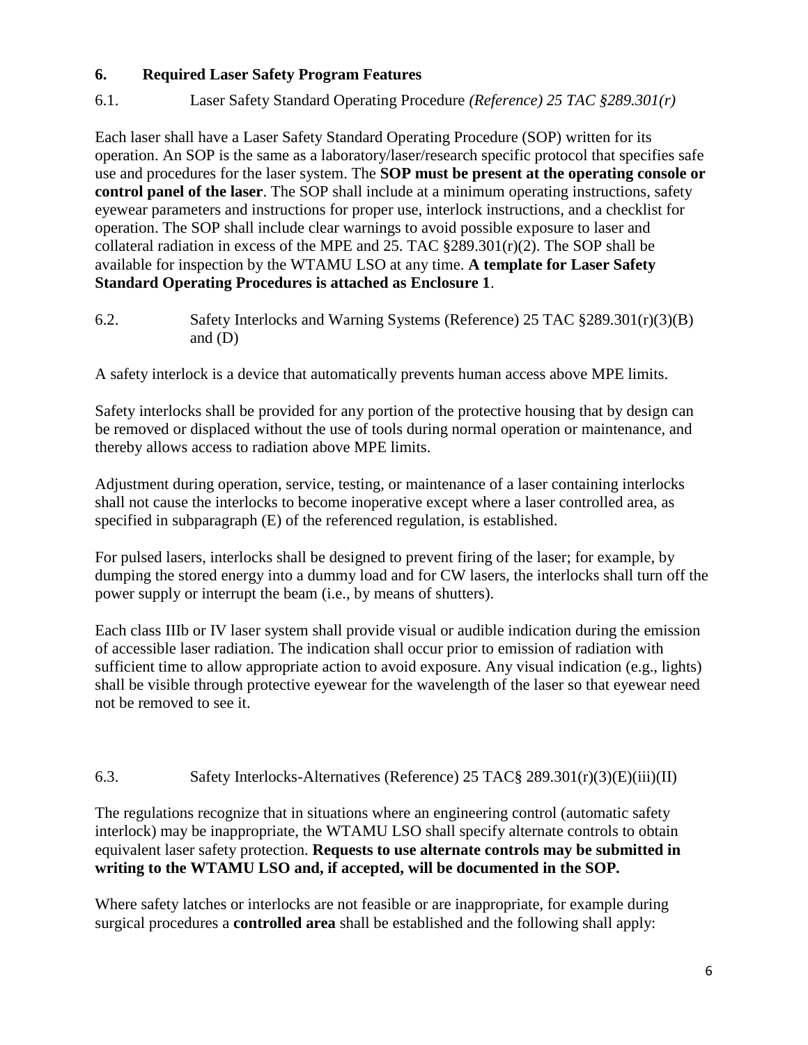## 6. Required Laser Safety Program Features

### 6.1. Laser Safety Standard Operating Procedure *(Reference) 25 TAC §289.301(r)*

Each laser shall have a Laser Safety Standard Operating Procedure (SOP) written for its operation. An SOP is the same as a laboratory/laser/research specific protocol that specifies safe use and procedures for the laser system. The **SOP must be present at the operating console or control panel of the laser**. The SOP shall include at a minimum operating instructions, safety eyewear parameters and instructions for proper use, interlock instructions, and a checklist for operation. The SOP shall include clear warnings to avoid possible exposure to laser and collateral radiation in excess of the MPE and 25. TAC §289.301(r)(2). The SOP shall be available for inspection by the WTAMU LSO at any time. **A template for Laser Safety Standard Operating Procedures is attached as Enclosure 1**.

### 6.2. Safety Interlocks and Warning Systems (Reference) 25 TAC §289.301(r)(3)(B) and (D)

A safety interlock is a device that automatically prevents human access above MPE limits.

Safety interlocks shall be provided for any portion of the protective housing that by design can be removed or displaced without the use of tools during normal operation or maintenance, and thereby allows access to radiation above MPE limits.

Adjustment during operation, service, testing, or maintenance of a laser containing interlocks shall not cause the interlocks to become inoperative except where a laser controlled area, as specified in subparagraph (E) of the referenced regulation, is established.

For pulsed lasers, interlocks shall be designed to prevent firing of the laser; for example, by dumping the stored energy into a dummy load and for CW lasers, the interlocks shall turn off the power supply or interrupt the beam (i.e., by means of shutters).

Each class IIIb or IV laser system shall provide visual or audible indication during the emission of accessible laser radiation. The indication shall occur prior to emission of radiation with sufficient time to allow appropriate action to avoid exposure. Any visual indication (e.g., lights) shall be visible through protective eyewear for the wavelength of the laser so that eyewear need not be removed to see it.

### 6.3. Safety Interlocks-Alternatives (Reference) 25 TAC§ 289.301(r)(3)(E)(iii)(II)

The regulations recognize that in situations where an engineering control (automatic safety interlock) may be inappropriate, the WTAMU LSO shall specify alternate controls to obtain equivalent laser safety protection. **Requests to use alternate controls may be submitted in writing to the WTAMU LSO and, if accepted, will be documented in the SOP.**

Where safety latches or interlocks are not feasible or are inappropriate, for example during surgical procedures a **controlled area** shall be established and the following shall apply: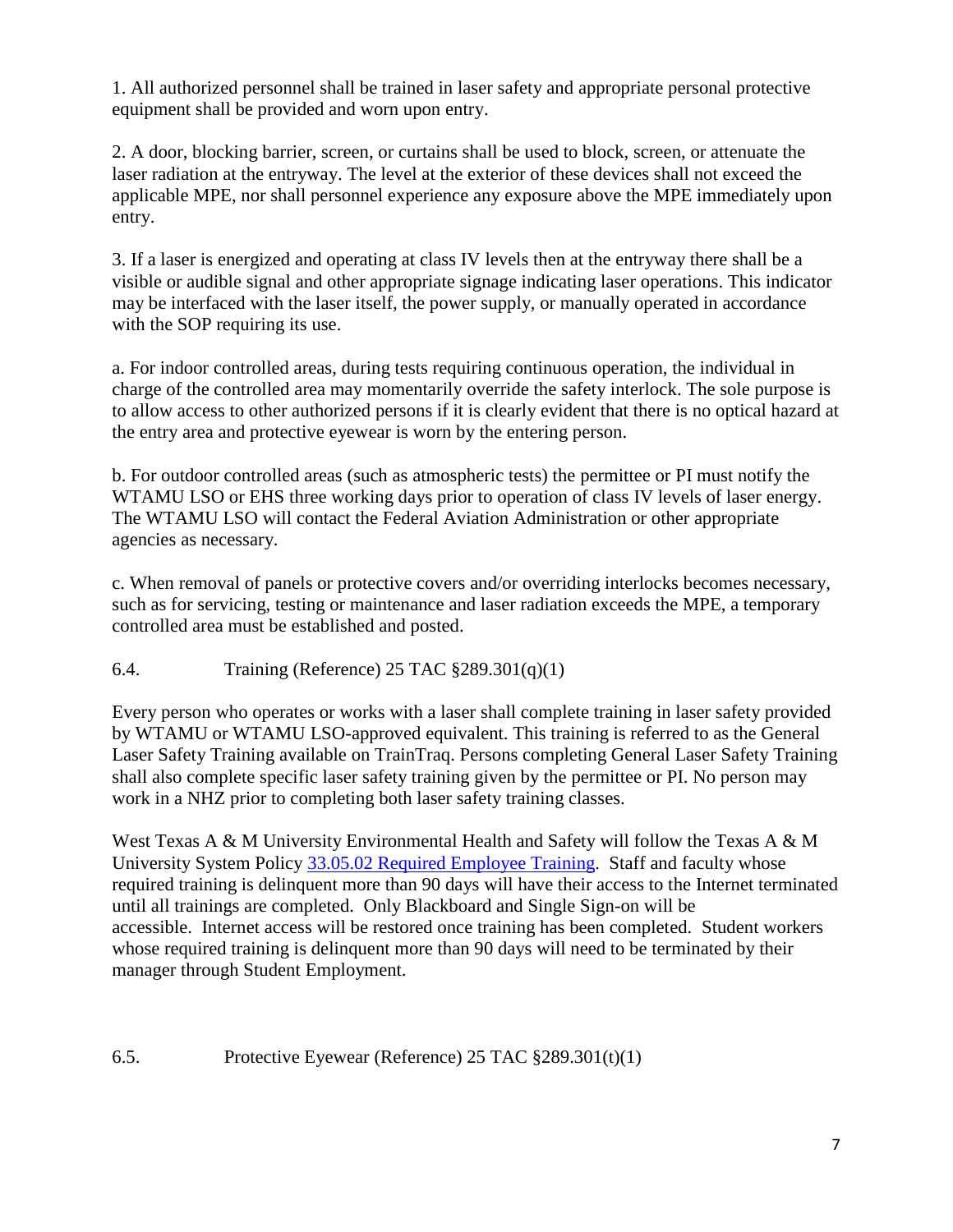1. All authorized personnel shall be trained in laser safety and appropriate personal protective equipment shall be provided and worn upon entry.

2. A door, blocking barrier, screen, or curtains shall be used to block, screen, or attenuate the laser radiation at the entryway. The level at the exterior of these devices shall not exceed the applicable MPE, nor shall personnel experience any exposure above the MPE immediately upon entry.

3. If a laser is energized and operating at class IV levels then at the entryway there shall be a visible or audible signal and other appropriate signage indicating laser operations. This indicator may be interfaced with the laser itself, the power supply, or manually operated in accordance with the SOP requiring its use.

a. For indoor controlled areas, during tests requiring continuous operation, the individual in charge of the controlled area may momentarily override the safety interlock. The sole purpose is to allow access to other authorized persons if it is clearly evident that there is no optical hazard at the entry area and protective eyewear is worn by the entering person.

b. For outdoor controlled areas (such as atmospheric tests) the permittee or PI must notify the WTAMU LSO or EHS three working days prior to operation of class IV levels of laser energy. The WTAMU LSO will contact the Federal Aviation Administration or other appropriate agencies as necessary.

c. When removal of panels or protective covers and/or overriding interlocks becomes necessary, such as for servicing, testing or maintenance and laser radiation exceeds the MPE, a temporary controlled area must be established and posted.

## 6.4. Training (Reference) 25 TAC §289.301(q)(1)

Every person who operates or works with a laser shall complete training in laser safety provided by WTAMU or WTAMU LSO-approved equivalent. This training is referred to as the General Laser Safety Training available on TrainTraq. Persons completing General Laser Safety Training shall also complete specific laser safety training given by the permittee or PI. No person may work in a NHZ prior to completing both laser safety training classes.

West Texas A & M University Environmental Health and Safety will follow the Texas A & M University System Policy 33.05.02 Required Employee Training. Staff and faculty whose required training is delinquent more than 90 days will have their access to the Internet terminated until all trainings are completed. Only Blackboard and Single Sign-on will be accessible. Internet access will be restored once training has been completed. Student workers whose required training is delinquent more than 90 days will need to be terminated by their manager through Student Employment.

## 6.5. Protective Eyewear (Reference) 25 TAC §289.301(t)(1)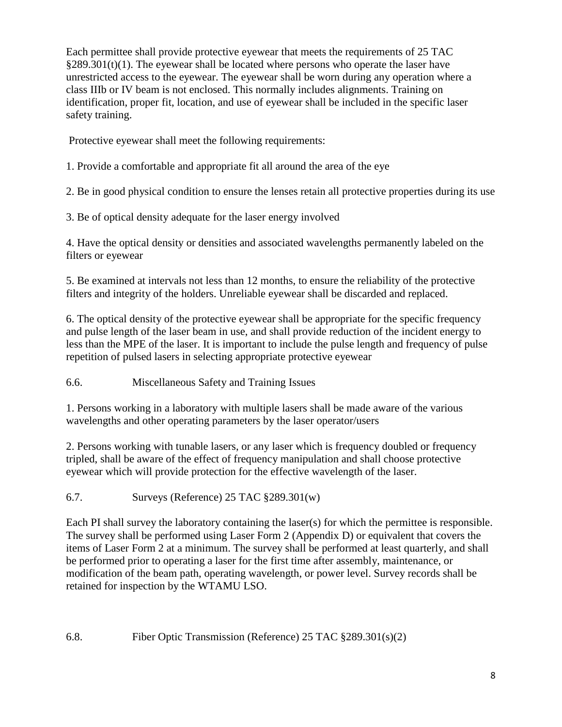Each permittee shall provide protective eyewear that meets the requirements of 25 TAC §289.301(t)(1). The eyewear shall be located where persons who operate the laser have unrestricted access to the eyewear. The eyewear shall be worn during any operation where a class IIIb or IV beam is not enclosed. This normally includes alignments. Training on identification, proper fit, location, and use of eyewear shall be included in the specific laser safety training.

Protective eyewear shall meet the following requirements:

1. Provide a comfortable and appropriate fit all around the area of the eye

2. Be in good physical condition to ensure the lenses retain all protective properties during its use

3. Be of optical density adequate for the laser energy involved

4. Have the optical density or densities and associated wavelengths permanently labeled on the filters or eyewear

5. Be examined at intervals not less than 12 months, to ensure the reliability of the protective filters and integrity of the holders. Unreliable eyewear shall be discarded and replaced.

6. The optical density of the protective eyewear shall be appropriate for the specific frequency and pulse length of the laser beam in use, and shall provide reduction of the incident energy to less than the MPE of the laser. It is important to include the pulse length and frequency of pulse repetition of pulsed lasers in selecting appropriate protective eyewear

## 6.6. Miscellaneous Safety and Training Issues

1. Persons working in a laboratory with multiple lasers shall be made aware of the various wavelengths and other operating parameters by the laser operator/users

2. Persons working with tunable lasers, or any laser which is frequency doubled or frequency tripled, shall be aware of the effect of frequency manipulation and shall choose protective eyewear which will provide protection for the effective wavelength of the laser.

## 6.7. Surveys (Reference) 25 TAC §289.301(w)

Each PI shall survey the laboratory containing the laser(s) for which the permittee is responsible. The survey shall be performed using Laser Form 2 (Appendix D) or equivalent that covers the items of Laser Form 2 at a minimum. The survey shall be performed at least quarterly, and shall be performed prior to operating a laser for the first time after assembly, maintenance, or modification of the beam path, operating wavelength, or power level. Survey records shall be retained for inspection by the WTAMU LSO.

## 6.8. Fiber Optic Transmission (Reference) 25 TAC §289.301(s)(2)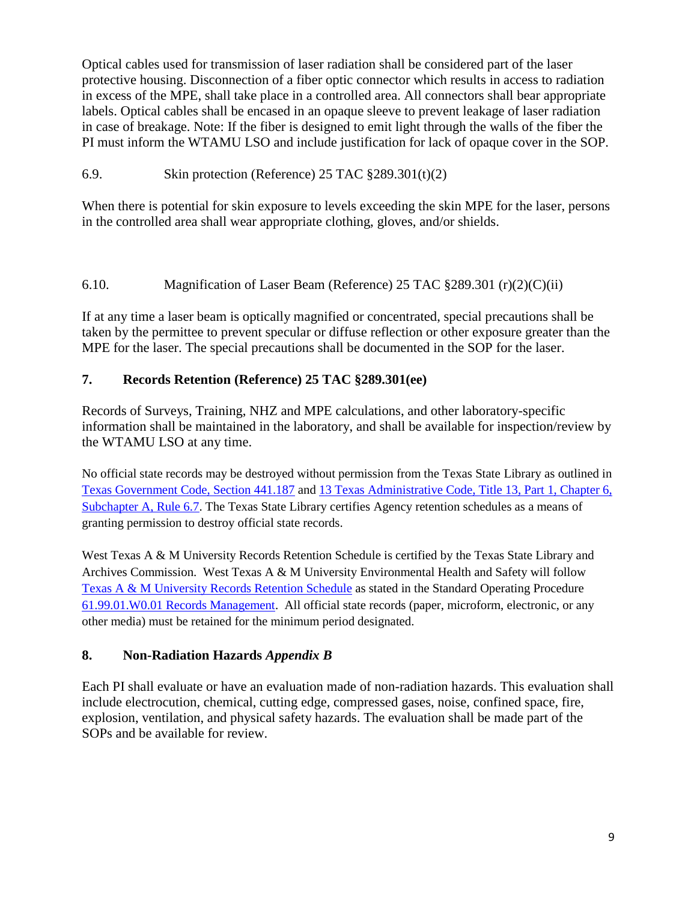Optical cables used for transmission of laser radiation shall be considered part of the laser protective housing. Disconnection of a fiber optic connector which results in access to radiation in excess of the MPE, shall take place in a controlled area. All connectors shall bear appropriate labels. Optical cables shall be encased in an opaque sleeve to prevent leakage of laser radiation in case of breakage. Note: If the fiber is designed to emit light through the walls of the fiber the PI must inform the WTAMU LSO and include justification for lack of opaque cover in the SOP.

6.9. Skin protection (Reference) 25 TAC §289.301(t)(2)

When there is potential for skin exposure to levels exceeding the skin MPE for the laser, persons in the controlled area shall wear appropriate clothing, gloves, and/or shields.

6.10. Magnification of Laser Beam (Reference) 25 TAC §289.301 (r)(2)(C)(ii)

If at any time a laser beam is optically magnified or concentrated, special precautions shall be taken by the permittee to prevent specular or diffuse reflection or other exposure greater than the MPE for the laser. The special precautions shall be documented in the SOP for the laser.

## 7. Records Retention (Reference) 25 TAC §289.301(ee)

Records of Surveys, Training, NHZ and MPE calculations, and other laboratory-specific information shall be maintained in the laboratory, and shall be available for inspection/review by the WTAMU LSO at any time.

No official state records may be destroyed without permission from the Texas State Library as outlined in Texas Government Code, Section 441.187 and 13 Texas Administrative Code, Title 13, Part 1, Chapter 6, Subchapter A, Rule 6.7. The Texas State Library certifies Agency retention schedules as a means of granting permission to destroy official state records.

West Texas A & M University Records Retention Schedule is certified by the Texas State Library and Archives Commission. West Texas A & M University Environmental Health and Safety will follow Texas A & M University Records Retention Schedule as stated in the Standard Operating Procedure 61.99.01.W0.01 Records Management. All official state records (paper, microform, electronic, or any other media) must be retained for the minimum period designated.

## 8. Non-Radiation Hazards *Appendix B*

Each PI shall evaluate or have an evaluation made of non-radiation hazards. This evaluation shall include electrocution, chemical, cutting edge, compressed gases, noise, confined space, fire, explosion, ventilation, and physical safety hazards. The evaluation shall be made part of the SOPs and be available for review.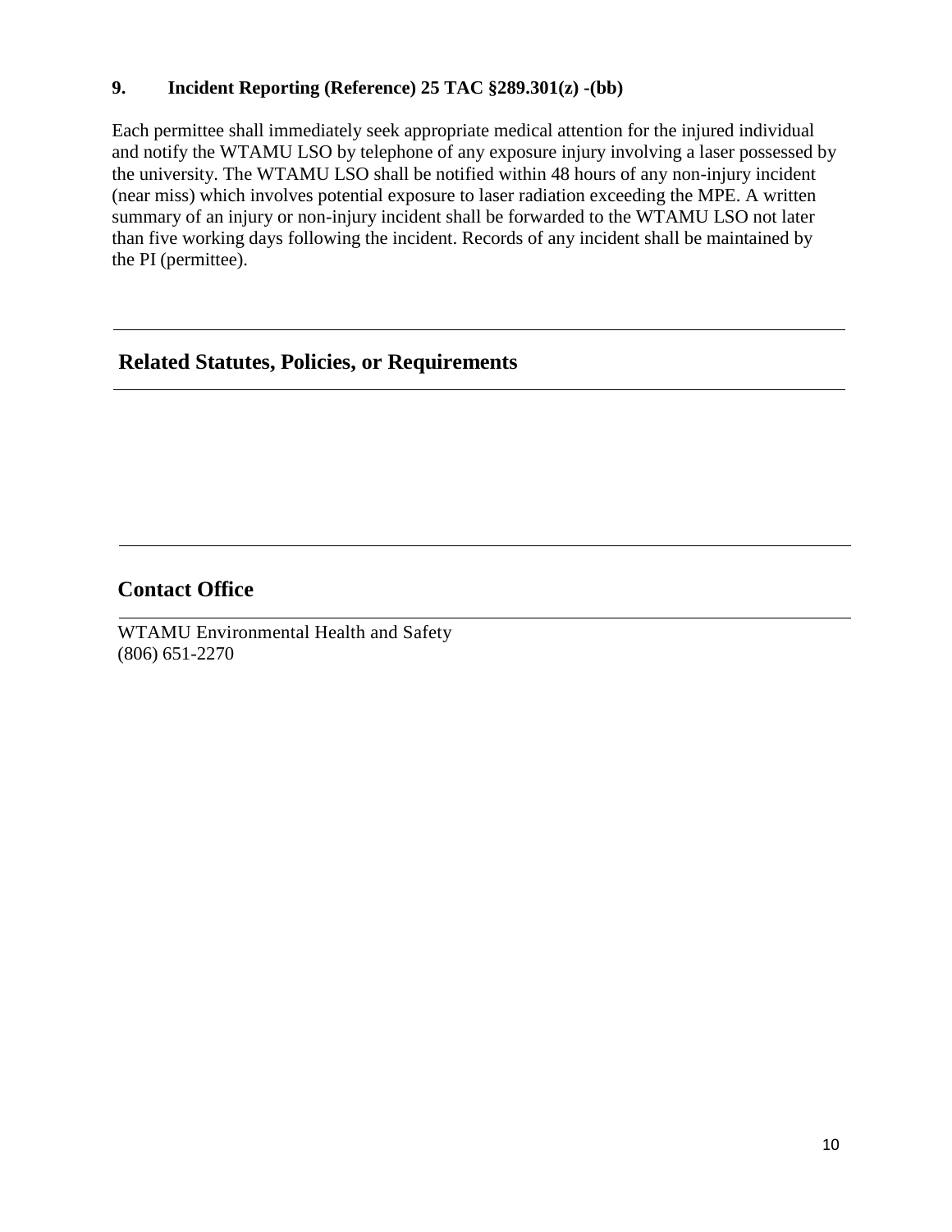### 9. Incident Reporting (Reference) 25 TAC §289.301(z) -(bb)

Each permittee shall immediately seek appropriate medical attention for the injured individual and notify the WTAMU LSO by telephone of any exposure injury involving a laser possessed by the university. The WTAMU LSO shall be notified within 48 hours of any non-injury incident (near miss) which involves potential exposure to laser radiation exceeding the MPE. A written summary of an injury or non-injury incident shall be forwarded to the WTAMU LSO not later than five working days following the incident. Records of any incident shall be maintained by the PI (permittee).

## Related Statutes, Policies, or Requirements

## Contact Office

WTAMU Environmental Health and Safety
(806) 651-2270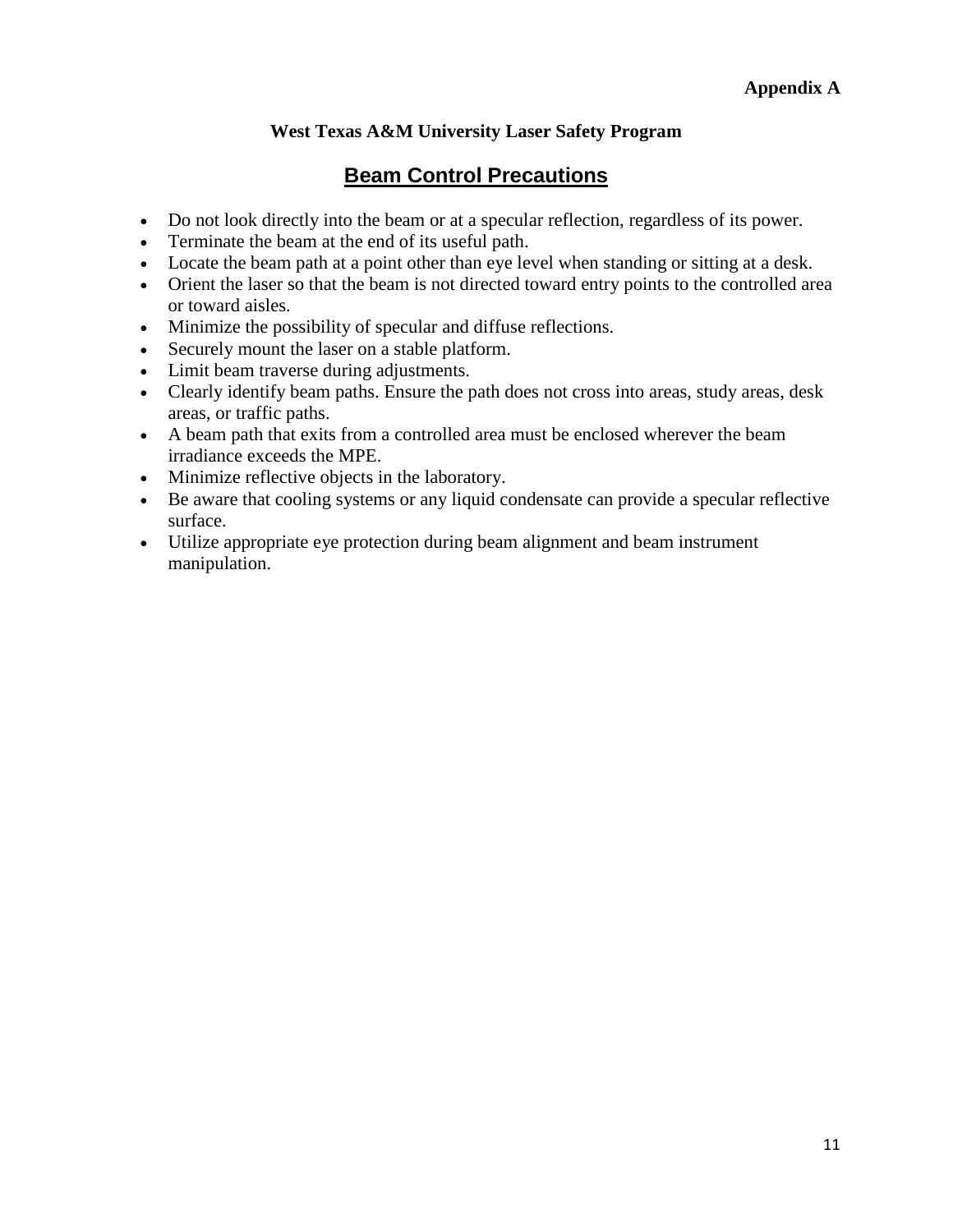**Appendix A**

**West Texas A&M University Laser Safety Program**

# Beam Control Precautions

- Do not look directly into the beam or at a specular reflection, regardless of its power.
- Terminate the beam at the end of its useful path.
- Locate the beam path at a point other than eye level when standing or sitting at a desk.
- Orient the laser so that the beam is not directed toward entry points to the controlled area or toward aisles.
- Minimize the possibility of specular and diffuse reflections.
- Securely mount the laser on a stable platform.
- Limit beam traverse during adjustments.
- Clearly identify beam paths. Ensure the path does not cross into areas, study areas, desk areas, or traffic paths.
- A beam path that exits from a controlled area must be enclosed wherever the beam irradiance exceeds the MPE.
- Minimize reflective objects in the laboratory.
- Be aware that cooling systems or any liquid condensate can provide a specular reflective surface.
- Utilize appropriate eye protection during beam alignment and beam instrument manipulation.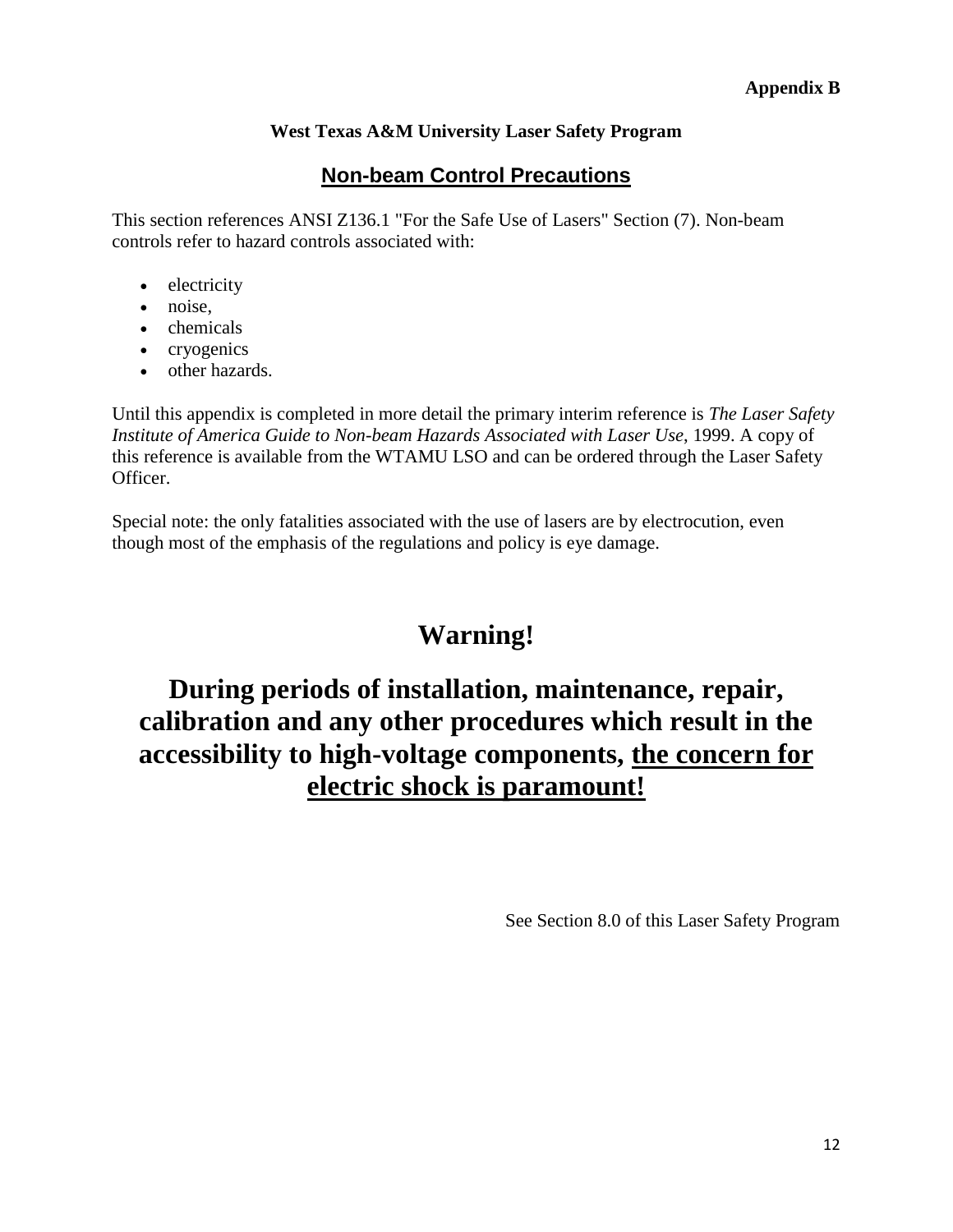**Appendix B**

**West Texas A&M University Laser Safety Program**

## Non-beam Control Precautions

This section references ANSI Z136.1 "For the Safe Use of Lasers" Section (7). Non-beam controls refer to hazard controls associated with:

- electricity
- noise,
- chemicals
- cryogenics
- other hazards.

Until this appendix is completed in more detail the primary interim reference is *The Laser Safety Institute of America Guide to Non-beam Hazards Associated with Laser Use*, 1999. A copy of this reference is available from the WTAMU LSO and can be ordered through the Laser Safety Officer.

Special note: the only fatalities associated with the use of lasers are by electrocution, even though most of the emphasis of the regulations and policy is eye damage.

# Warning!

# During periods of installation, maintenance, repair, calibration and any other procedures which result in the accessibility to high-voltage components, <u>the concern for electric shock is paramount!</u>

See Section 8.0 of this Laser Safety Program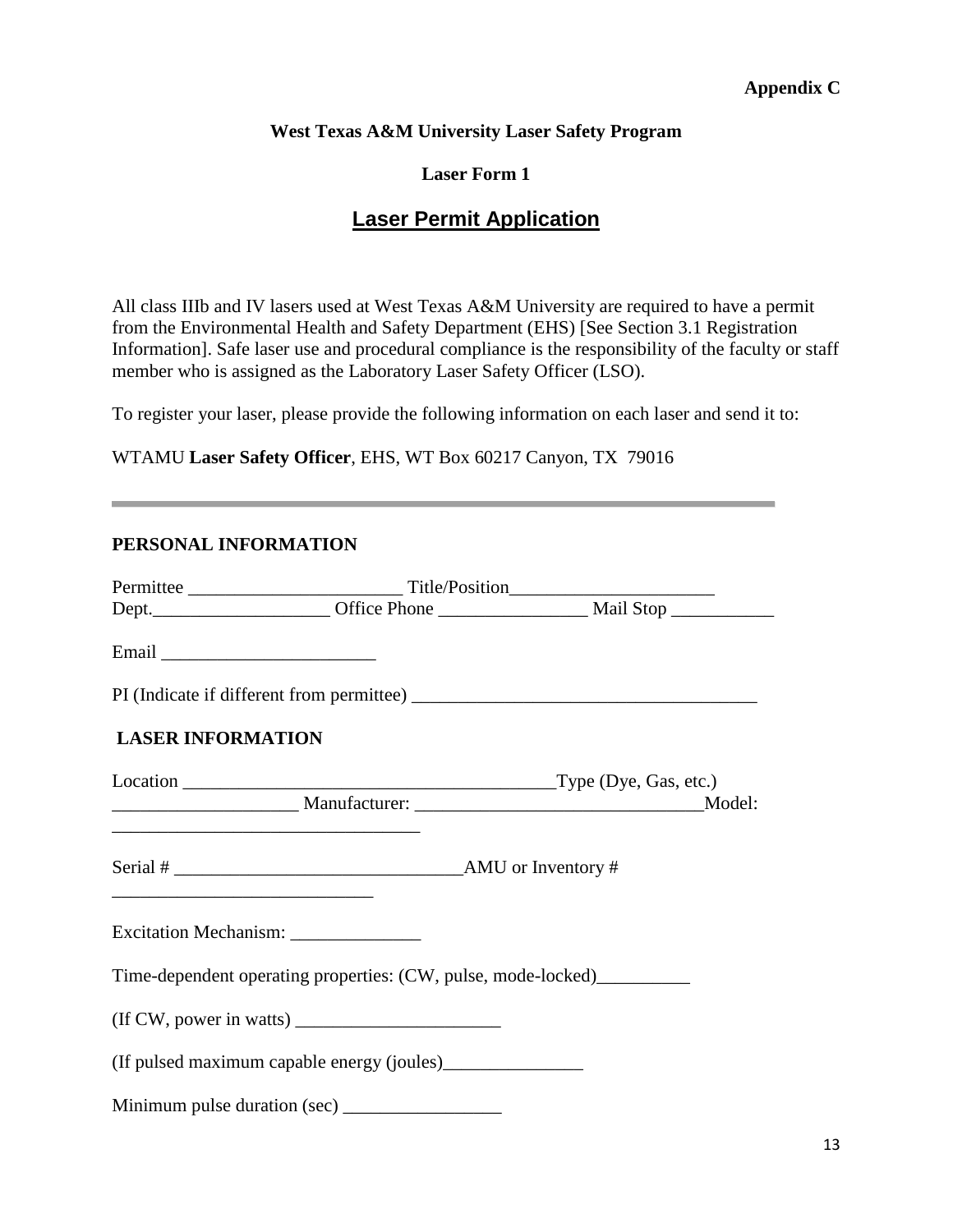**Appendix C**

**West Texas A&M University Laser Safety Program**

**Laser Form 1**

## Laser Permit Application

All class IIIb and IV lasers used at West Texas A&M University are required to have a permit from the Environmental Health and Safety Department (EHS) [See Section 3.1 Registration Information]. Safe laser use and procedural compliance is the responsibility of the faculty or staff member who is assigned as the Laboratory Laser Safety Officer (LSO).

To register your laser, please provide the following information on each laser and send it to:

WTAMU **Laser Safety Officer**, EHS, WT Box 60217 Canyon, TX 79016

---

**PERSONAL INFORMATION**

Permittee _______________________ Title/Position______________________
Dept.___________________ Office Phone ________________ Mail Stop ___________

Email _______________________

PI (Indicate if different from permittee) _____________________________________

**LASER INFORMATION**

Location ________________________________________Type (Dye, Gas, etc.) ___________________ Manufacturer: _______________________________Model: _________________________________

Serial # _______________________________AMU or Inventory # ___________________________

Excitation Mechanism: ______________

Time-dependent operating properties: (CW, pulse, mode-locked)__________

(If CW, power in watts) ______________________

(If pulsed maximum capable energy (joules)_______________

Minimum pulse duration (sec) _________________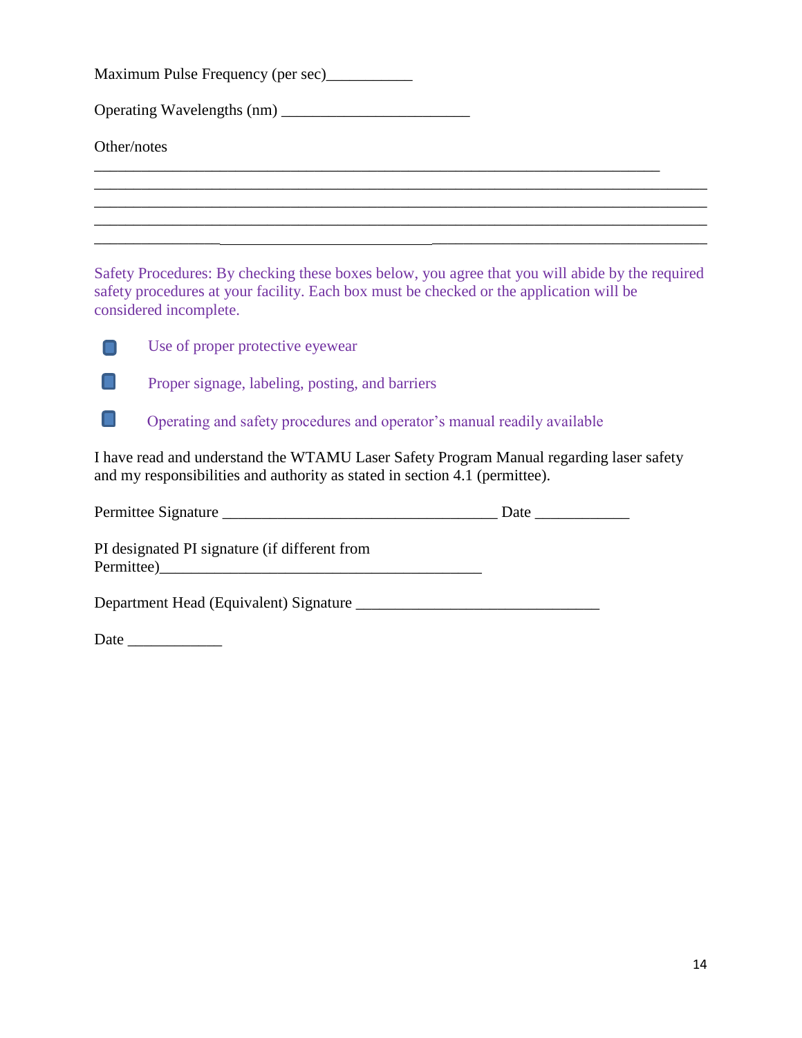Maximum Pulse Frequency (per sec)___________

Operating Wavelengths (nm) ________________________

Other/notes

________________________________________________________________________
______________________________________________________________________________
______________________________________________________________________________
______________________________________________________________________________
______________________________________________________________________________

Safety Procedures: By checking these boxes below, you agree that you will abide by the required safety procedures at your facility. Each box must be checked or the application will be considered incomplete.

- ☐ Use of proper protective eyewear
- ☐ Proper signage, labeling, posting, and barriers
- ☐ Operating and safety procedures and operator's manual readily available

I have read and understand the WTAMU Laser Safety Program Manual regarding laser safety and my responsibilities and authority as stated in section 4.1 (permittee).

Permittee Signature ___________________________________ Date ____________

PI designated PI signature (if different from Permittee)__________________________________________

Department Head (Equivalent) Signature _______________________________

Date ____________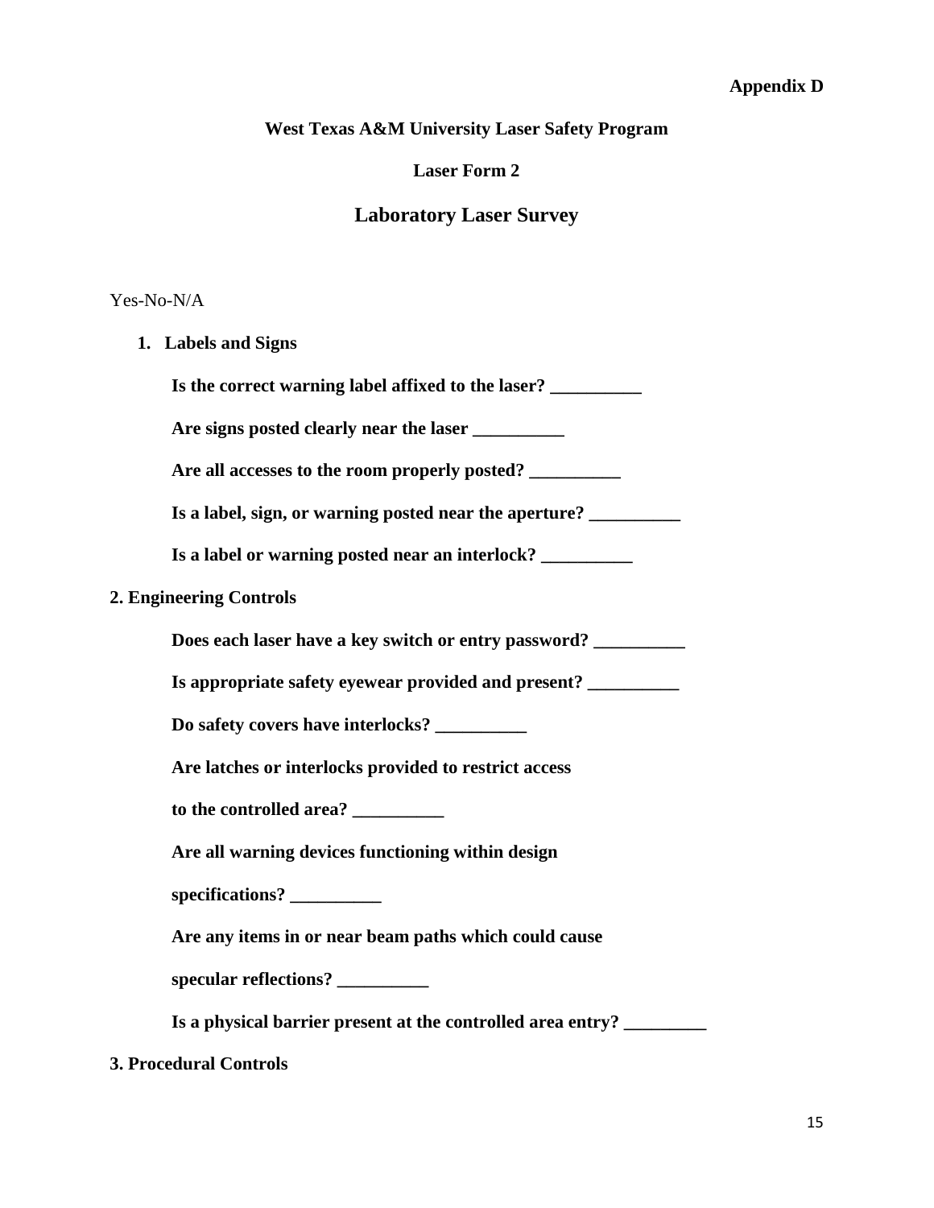**Appendix D**

**West Texas A&M University Laser Safety Program**

**Laser Form 2**

## Laboratory Laser Survey

Yes-No-N/A

1. **Labels and Signs**

    **Is the correct warning label affixed to the laser? __________**

    **Are signs posted clearly near the laser __________**

    **Are all accesses to the room properly posted? __________**

    **Is a label, sign, or warning posted near the aperture? __________**

    **Is a label or warning posted near an interlock? __________**

**2. Engineering Controls**

**Does each laser have a key switch or entry password? __________**

**Is appropriate safety eyewear provided and present? __________**

**Do safety covers have interlocks? __________**

**Are latches or interlocks provided to restrict access**

**to the controlled area? __________**

**Are all warning devices functioning within design**

**specifications? __________**

**Are any items in or near beam paths which could cause**

**specular reflections? __________**

**Is a physical barrier present at the controlled area entry? _________**

**3. Procedural Controls**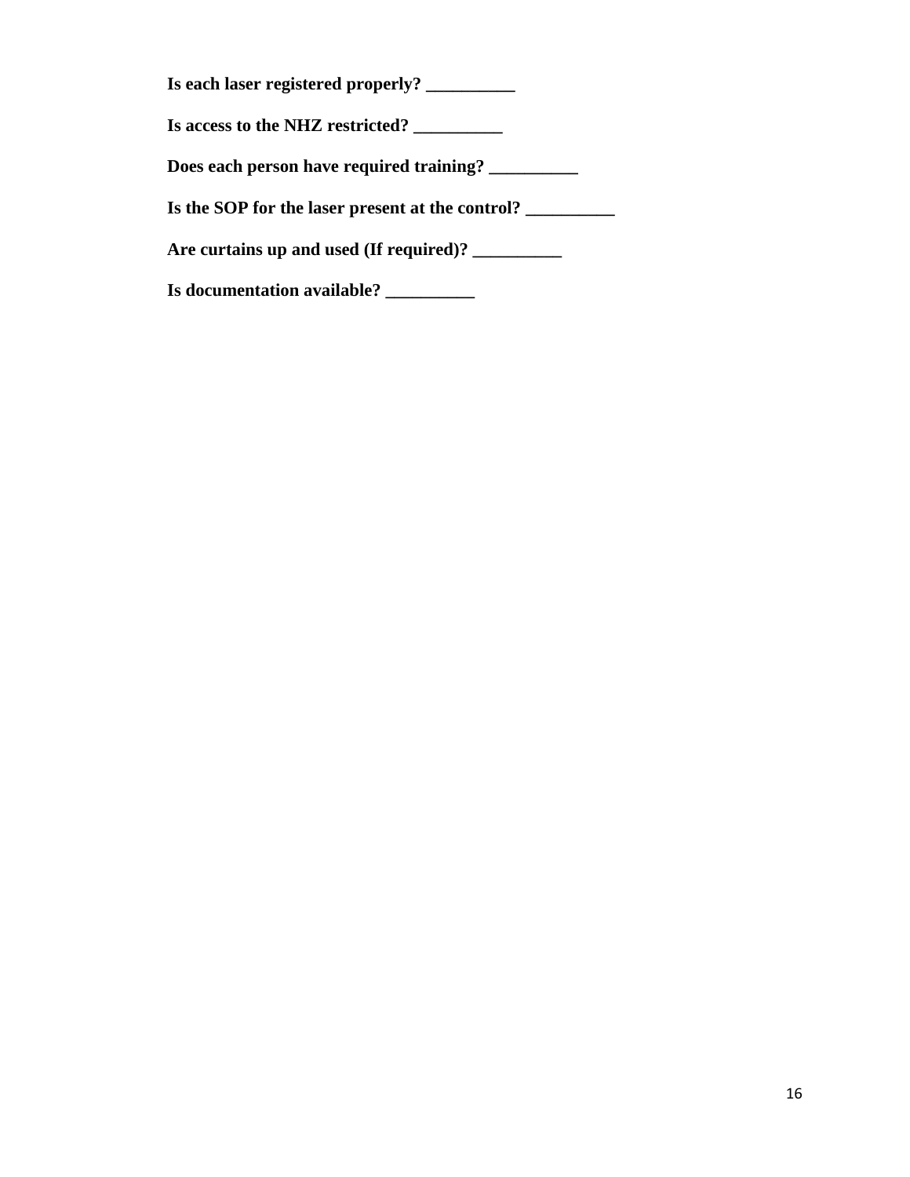**Is each laser registered properly? __________**

**Is access to the NHZ restricted? __________**

**Does each person have required training? __________**

**Is the SOP for the laser present at the control? __________**

**Are curtains up and used (If required)? __________**

**Is documentation available? __________**